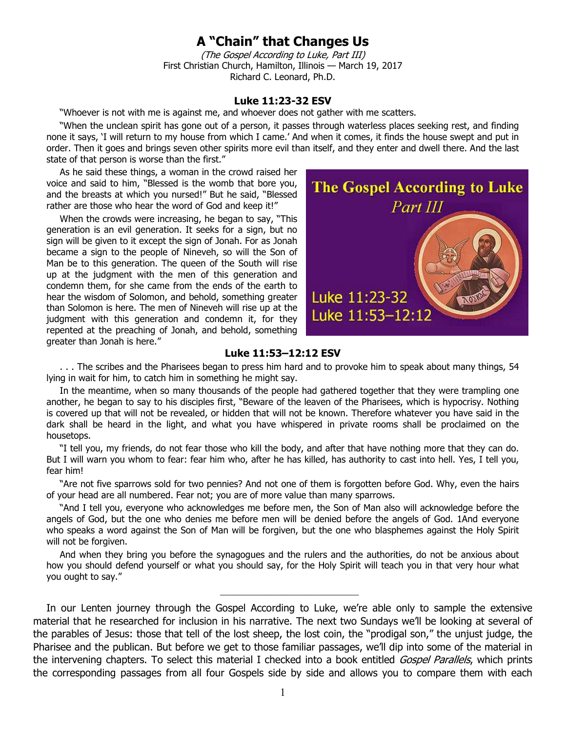# A "Chain" that Changes Us

*(The Gospel According to Luke, Part III)*
First Christian Church, Hamilton, Illinois — March 19, 2017
Richard C. Leonard, Ph.D.

### Luke 11:23-32 ESV

"Whoever is not with me is against me, and whoever does not gather with me scatters.

"When the unclean spirit has gone out of a person, it passes through waterless places seeking rest, and finding none it says, 'I will return to my house from which I came.' And when it comes, it finds the house swept and put in order. Then it goes and brings seven other spirits more evil than itself, and they enter and dwell there. And the last state of that person is worse than the first."

As he said these things, a woman in the crowd raised her voice and said to him, "Blessed is the womb that bore you, and the breasts at which you nursed!" But he said, "Blessed rather are those who hear the word of God and keep it!"

When the crowds were increasing, he began to say, "This generation is an evil generation. It seeks for a sign, but no sign will be given to it except the sign of Jonah. For as Jonah became a sign to the people of Nineveh, so will the Son of Man be to this generation. The queen of the South will rise up at the judgment with the men of this generation and condemn them, for she came from the ends of the earth to hear the wisdom of Solomon, and behold, something greater than Solomon is here. The men of Nineveh will rise up at the judgment with this generation and condemn it, for they repented at the preaching of Jonah, and behold, something greater than Jonah is here."

The Gospel According to Luke
*Part III*
Luke 11:23-32
Luke 11:53–12:12

### Luke 11:53–12:12 ESV

. . . The scribes and the Pharisees began to press him hard and to provoke him to speak about many things, 54 lying in wait for him, to catch him in something he might say.

In the meantime, when so many thousands of the people had gathered together that they were trampling one another, he began to say to his disciples first, "Beware of the leaven of the Pharisees, which is hypocrisy. Nothing is covered up that will not be revealed, or hidden that will not be known. Therefore whatever you have said in the dark shall be heard in the light, and what you have whispered in private rooms shall be proclaimed on the housetops.

"I tell you, my friends, do not fear those who kill the body, and after that have nothing more that they can do. But I will warn you whom to fear: fear him who, after he has killed, has authority to cast into hell. Yes, I tell you, fear him!

"Are not five sparrows sold for two pennies? And not one of them is forgotten before God. Why, even the hairs of your head are all numbered. Fear not; you are of more value than many sparrows.

"And I tell you, everyone who acknowledges me before men, the Son of Man also will acknowledge before the angels of God, but the one who denies me before men will be denied before the angels of God. 1And everyone who speaks a word against the Son of Man will be forgiven, but the one who blasphemes against the Holy Spirit will not be forgiven.

And when they bring you before the synagogues and the rulers and the authorities, do not be anxious about how you should defend yourself or what you should say, for the Holy Spirit will teach you in that very hour what you ought to say."

---

In our Lenten journey through the Gospel According to Luke, we're able only to sample the extensive material that he researched for inclusion in his narrative. The next two Sundays we'll be looking at several of the parables of Jesus: those that tell of the lost sheep, the lost coin, the "prodigal son," the unjust judge, the Pharisee and the publican. But before we get to those familiar passages, we'll dip into some of the material in the intervening chapters. To select this material I checked into a book entitled *Gospel Parallels*, which prints the corresponding passages from all four Gospels side by side and allows you to compare them with each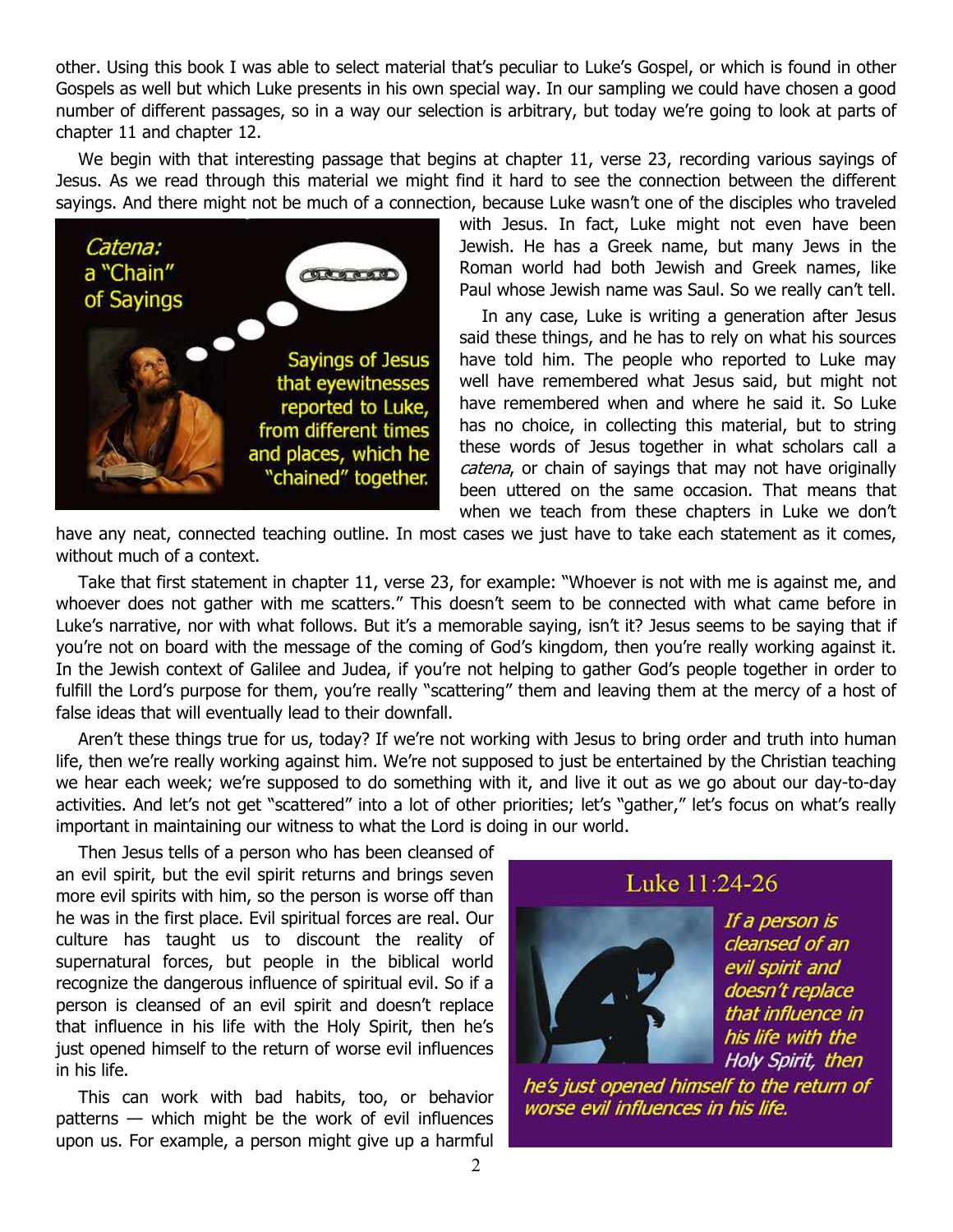other. Using this book I was able to select material that's peculiar to Luke's Gospel, or which is found in other Gospels as well but which Luke presents in his own special way. In our sampling we could have chosen a good number of different passages, so in a way our selection is arbitrary, but today we're going to look at parts of chapter 11 and chapter 12.

We begin with that interesting passage that begins at chapter 11, verse 23, recording various sayings of Jesus. As we read through this material we might find it hard to see the connection between the different sayings. And there might not be much of a connection, because Luke wasn't one of the disciples who traveled with Jesus. In fact, Luke might not even have been Jewish. He has a Greek name, but many Jews in the Roman world had both Jewish and Greek names, like Paul whose Jewish name was Saul. So we really can't tell.

*Catena:* a "Chain" of Sayings

Sayings of Jesus that eyewitnesses reported to Luke, from different times and places, which he "chained" together.

In any case, Luke is writing a generation after Jesus said these things, and he has to rely on what his sources have told him. The people who reported to Luke may well have remembered what Jesus said, but might not have remembered when and where he said it. So Luke has no choice, in collecting this material, but to string these words of Jesus together in what scholars call a *catena*, or chain of sayings that may not have originally been uttered on the same occasion. That means that when we teach from these chapters in Luke we don't have any neat, connected teaching outline. In most cases we just have to take each statement as it comes, without much of a context.

Take that first statement in chapter 11, verse 23, for example: "Whoever is not with me is against me, and whoever does not gather with me scatters." This doesn't seem to be connected with what came before in Luke's narrative, nor with what follows. But it's a memorable saying, isn't it? Jesus seems to be saying that if you're not on board with the message of the coming of God's kingdom, then you're really working against it. In the Jewish context of Galilee and Judea, if you're not helping to gather God's people together in order to fulfill the Lord's purpose for them, you're really "scattering" them and leaving them at the mercy of a host of false ideas that will eventually lead to their downfall.

Aren't these things true for us, today? If we're not working with Jesus to bring order and truth into human life, then we're really working against him. We're not supposed to just be entertained by the Christian teaching we hear each week; we're supposed to do something with it, and live it out as we go about our day-to-day activities. And let's not get "scattered" into a lot of other priorities; let's "gather," let's focus on what's really important in maintaining our witness to what the Lord is doing in our world.

Then Jesus tells of a person who has been cleansed of an evil spirit, but the evil spirit returns and brings seven more evil spirits with him, so the person is worse off than he was in the first place. Evil spiritual forces are real. Our culture has taught us to discount the reality of supernatural forces, but people in the biblical world recognize the dangerous influence of spiritual evil. So if a person is cleansed of an evil spirit and doesn't replace that influence in his life with the Holy Spirit, then he's just opened himself to the return of worse evil influences in his life.

Luke 11:24-26

*If a person is cleansed of an evil spirit and doesn't replace that influence in his life with the Holy Spirit, then he's just opened himself to the return of worse evil influences in his life.*

This can work with bad habits, too, or behavior patterns — which might be the work of evil influences upon us. For example, a person might give up a harmful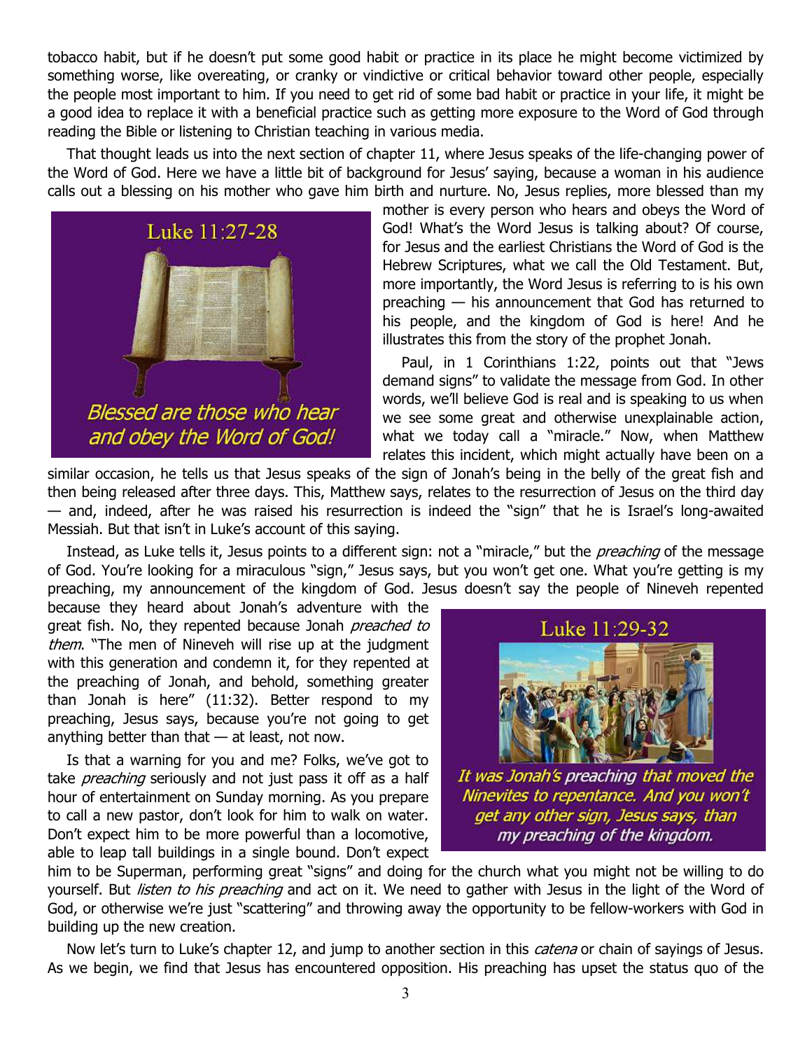tobacco habit, but if he doesn't put some good habit or practice in its place he might become victimized by something worse, like overeating, or cranky or vindictive or critical behavior toward other people, especially the people most important to him. If you need to get rid of some bad habit or practice in your life, it might be a good idea to replace it with a beneficial practice such as getting more exposure to the Word of God through reading the Bible or listening to Christian teaching in various media.

That thought leads us into the next section of chapter 11, where Jesus speaks of the life-changing power of the Word of God. Here we have a little bit of background for Jesus' saying, because a woman in his audience calls out a blessing on his mother who gave him birth and nurture. No, Jesus replies, more blessed than my mother is every person who hears and obeys the Word of God! What's the Word Jesus is talking about? Of course, for Jesus and the earliest Christians the Word of God is the Hebrew Scriptures, what we call the Old Testament. But, more importantly, the Word Jesus is referring to is his own preaching — his announcement that God has returned to his people, and the kingdom of God is here! And he illustrates this from the story of the prophet Jonah.

Luke 11:27-28

*Blessed are those who hear and obey the Word of God!*

Paul, in 1 Corinthians 1:22, points out that "Jews demand signs" to validate the message from God. In other words, we'll believe God is real and is speaking to us when we see some great and otherwise unexplainable action, what we today call a "miracle." Now, when Matthew relates this incident, which might actually have been on a similar occasion, he tells us that Jesus speaks of the sign of Jonah's being in the belly of the great fish and then being released after three days. This, Matthew says, relates to the resurrection of Jesus on the third day — and, indeed, after he was raised his resurrection is indeed the "sign" that he is Israel's long-awaited Messiah. But that isn't in Luke's account of this saying.

Instead, as Luke tells it, Jesus points to a different sign: not a "miracle," but the *preaching* of the message of God. You're looking for a miraculous "sign," Jesus says, but you won't get one. What you're getting is my preaching, my announcement of the kingdom of God. Jesus doesn't say the people of Nineveh repented because they heard about Jonah's adventure with the great fish. No, they repented because Jonah *preached to them*. "The men of Nineveh will rise up at the judgment with this generation and condemn it, for they repented at the preaching of Jonah, and behold, something greater than Jonah is here" (11:32). Better respond to my preaching, Jesus says, because you're not going to get anything better than that — at least, not now.

Luke 11:29-32

*It was Jonah's preaching that moved the Ninevites to repentance. And you won't get any other sign, Jesus says, than my preaching of the kingdom.*

Is that a warning for you and me? Folks, we've got to take *preaching* seriously and not just pass it off as a half hour of entertainment on Sunday morning. As you prepare to call a new pastor, don't look for him to walk on water. Don't expect him to be more powerful than a locomotive, able to leap tall buildings in a single bound. Don't expect him to be Superman, performing great "signs" and doing for the church what you might not be willing to do yourself. But *listen to his preaching* and act on it. We need to gather with Jesus in the light of the Word of God, or otherwise we're just "scattering" and throwing away the opportunity to be fellow-workers with God in building up the new creation.

Now let's turn to Luke's chapter 12, and jump to another section in this *catena* or chain of sayings of Jesus. As we begin, we find that Jesus has encountered opposition. His preaching has upset the status quo of the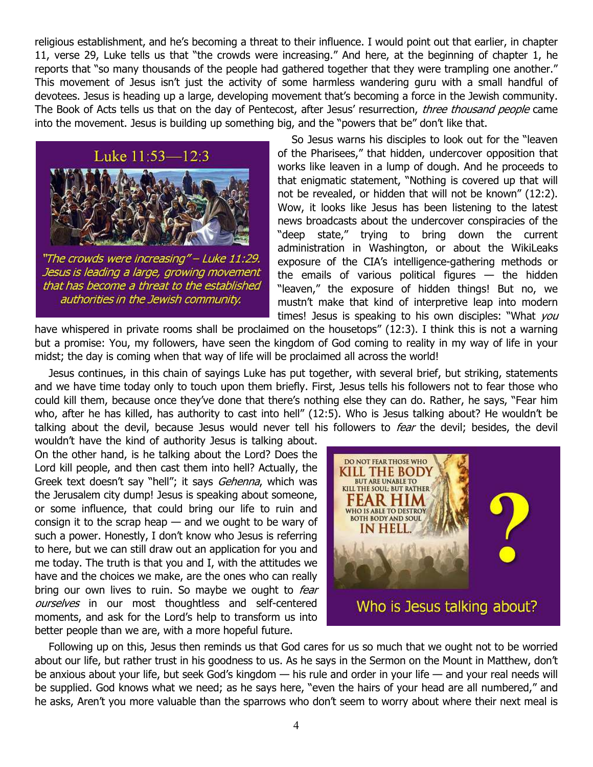religious establishment, and he's becoming a threat to their influence. I would point out that earlier, in chapter 11, verse 29, Luke tells us that "the crowds were increasing." And here, at the beginning of chapter 1, he reports that "so many thousands of the people had gathered together that they were trampling one another." This movement of Jesus isn't just the activity of some harmless wandering guru with a small handful of devotees. Jesus is heading up a large, developing movement that's becoming a force in the Jewish community. The Book of Acts tells us that on the day of Pentecost, after Jesus' resurrection, *three thousand people* came into the movement. Jesus is building up something big, and the "powers that be" don't like that.

Luke 11:53—12:3

*"The crowds were increasing" – Luke 11:29. Jesus is leading a large, growing movement that has become a threat to the established authorities in the Jewish community.*

So Jesus warns his disciples to look out for the "leaven of the Pharisees," that hidden, undercover opposition that works like leaven in a lump of dough. And he proceeds to that enigmatic statement, "Nothing is covered up that will not be revealed, or hidden that will not be known" (12:2). Wow, it looks like Jesus has been listening to the latest news broadcasts about the undercover conspiracies of the "deep state," trying to bring down the current administration in Washington, or about the WikiLeaks exposure of the CIA's intelligence-gathering methods or the emails of various political figures — the hidden "leaven," the exposure of hidden things! But no, we mustn't make that kind of interpretive leap into modern times! Jesus is speaking to his own disciples: "What *you* have whispered in private rooms shall be proclaimed on the housetops" (12:3). I think this is not a warning but a promise: You, my followers, have seen the kingdom of God coming to reality in my way of life in your midst; the day is coming when that way of life will be proclaimed all across the world!

Jesus continues, in this chain of sayings Luke has put together, with several brief, but striking, statements and we have time today only to touch upon them briefly. First, Jesus tells his followers not to fear those who could kill them, because once they've done that there's nothing else they can do. Rather, he says, "Fear him who, after he has killed, has authority to cast into hell" (12:5). Who is Jesus talking about? He wouldn't be talking about the devil, because Jesus would never tell his followers to *fear* the devil; besides, the devil wouldn't have the kind of authority Jesus is talking about. On the other hand, is he talking about the Lord? Does the Lord kill people, and then cast them into hell? Actually, the Greek text doesn't say "hell"; it says *Gehenna*, which was the Jerusalem city dump! Jesus is speaking about someone, or some influence, that could bring our life to ruin and consign it to the scrap heap — and we ought to be wary of such a power. Honestly, I don't know who Jesus is referring to here, but we can still draw out an application for you and me today. The truth is that you and I, with the attitudes we have and the choices we make, are the ones who can really bring our own lives to ruin. So maybe we ought to *fear ourselves* in our most thoughtless and self-centered moments, and ask for the Lord's help to transform us into better people than we are, with a more hopeful future.

DO NOT FEAR THOSE WHO KILL THE BODY BUT ARE UNABLE TO KILL THE SOUL; BUT RATHER FEAR HIM WHO IS ABLE TO DESTROY BOTH BODY AND SOUL IN HELL. ?

Who is Jesus talking about?

Following up on this, Jesus then reminds us that God cares for us so much that we ought not to be worried about our life, but rather trust in his goodness to us. As he says in the Sermon on the Mount in Matthew, don't be anxious about your life, but seek God's kingdom — his rule and order in your life — and your real needs will be supplied. God knows what we need; as he says here, "even the hairs of your head are all numbered," and he asks, Aren't you more valuable than the sparrows who don't seem to worry about where their next meal is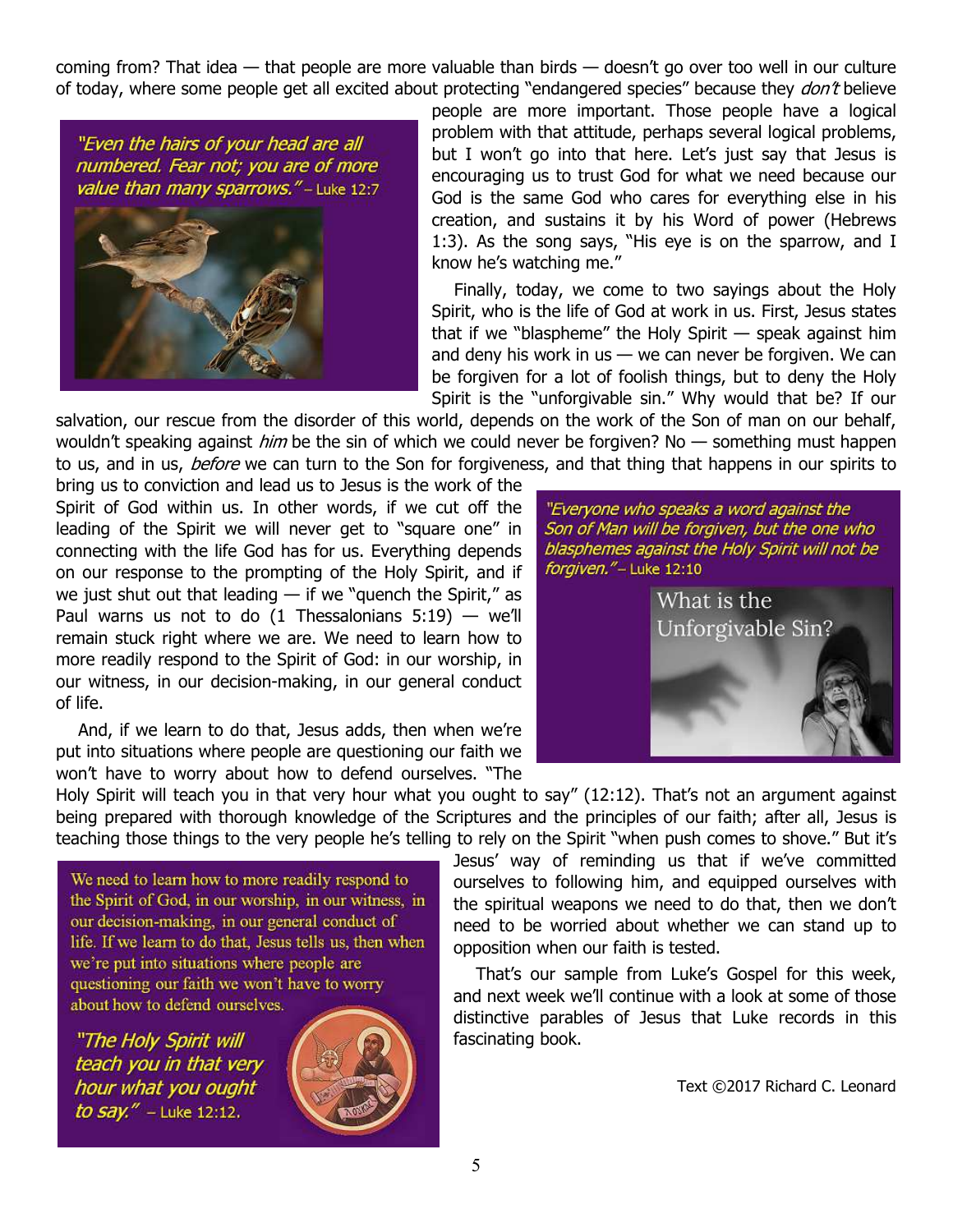coming from? That idea — that people are more valuable than birds — doesn't go over too well in our culture of today, where some people get all excited about protecting "endangered species" because they *don't* believe people are more important. Those people have a logical problem with that attitude, perhaps several logical problems, but I won't go into that here. Let's just say that Jesus is encouraging us to trust God for what we need because our God is the same God who cares for everything else in his creation, and sustains it by his Word of power (Hebrews 1:3). As the song says, "His eye is on the sparrow, and I know he's watching me."

*"Even the hairs of your head are all numbered. Fear not; you are of more value than many sparrows."* – Luke 12:7

Finally, today, we come to two sayings about the Holy Spirit, who is the life of God at work in us. First, Jesus states that if we "blaspheme" the Holy Spirit — speak against him and deny his work in us — we can never be forgiven. We can be forgiven for a lot of foolish things, but to deny the Holy Spirit is the "unforgivable sin." Why would that be? If our salvation, our rescue from the disorder of this world, depends on the work of the Son of man on our behalf, wouldn't speaking against *him* be the sin of which we could never be forgiven? No — something must happen to us, and in us, *before* we can turn to the Son for forgiveness, and that thing that happens in our spirits to bring us to conviction and lead us to Jesus is the work of the Spirit of God within us. In other words, if we cut off the leading of the Spirit we will never get to "square one" in connecting with the life God has for us. Everything depends on our response to the prompting of the Holy Spirit, and if we just shut out that leading — if we "quench the Spirit," as Paul warns us not to do (1 Thessalonians 5:19) — we'll remain stuck right where we are. We need to learn how to more readily respond to the Spirit of God: in our worship, in our witness, in our decision-making, in our general conduct of life.

*"Everyone who speaks a word against the Son of Man will be forgiven, but the one who blasphemes against the Holy Spirit will not be forgiven."* – Luke 12:10

And, if we learn to do that, Jesus adds, then when we're put into situations where people are questioning our faith we won't have to worry about how to defend ourselves. "The Holy Spirit will teach you in that very hour what you ought to say" (12:12). That's not an argument against being prepared with thorough knowledge of the Scriptures and the principles of our faith; after all, Jesus is teaching those things to the very people he's telling to rely on the Spirit "when push comes to shove." But it's Jesus' way of reminding us that if we've committed ourselves to following him, and equipped ourselves with the spiritual weapons we need to do that, then we don't need to be worried about whether we can stand up to opposition when our faith is tested.

We need to learn how to more readily respond to the Spirit of God, in our worship, in our witness, in our decision-making, in our general conduct of life. If we learn to do that, Jesus tells us, then when we're put into situations where people are questioning our faith we won't have to worry about how to defend ourselves.

*"The Holy Spirit will teach you in that very hour what you ought to say."* – Luke 12:12.

That's our sample from Luke's Gospel for this week, and next week we'll continue with a look at some of those distinctive parables of Jesus that Luke records in this fascinating book.

Text ©2017 Richard C. Leonard